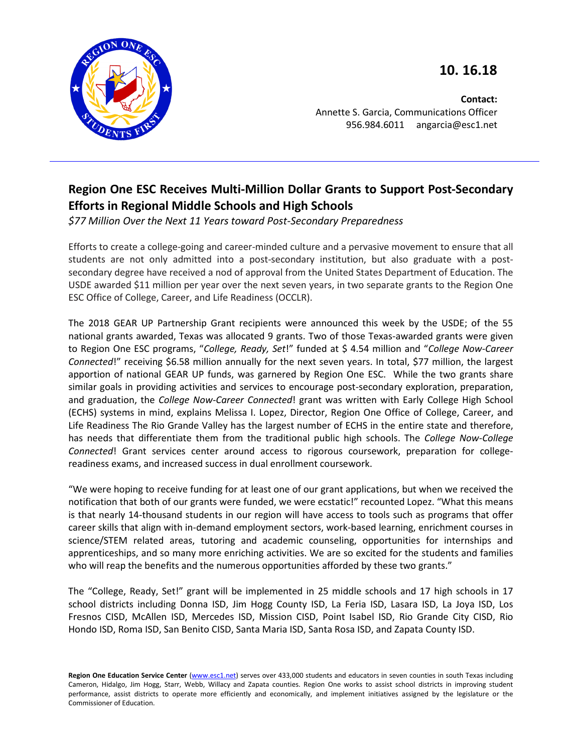**10. 16.18**

**Contact:**
Annette S. Garcia, Communications Officer
956.984.6011 angarcia@esc1.net

---

# Region One ESC Receives Multi-Million Dollar Grants to Support Post-Secondary Efforts in Regional Middle Schools and High Schools

*$77 Million Over the Next 11 Years toward Post-Secondary Preparedness*

Efforts to create a college-going and career-minded culture and a pervasive movement to ensure that all students are not only admitted into a post-secondary institution, but also graduate with a post-secondary degree have received a nod of approval from the United States Department of Education. The USDE awarded $11 million per year over the next seven years, in two separate grants to the Region One ESC Office of College, Career, and Life Readiness (OCCLR).

The 2018 GEAR UP Partnership Grant recipients were announced this week by the USDE; of the 55 national grants awarded, Texas was allocated 9 grants. Two of those Texas-awarded grants were given to Region One ESC programs, "*College, Ready, Set*!" funded at $ 4.54 million and "*College Now-Career Connected*!" receiving $6.58 million annually for the next seven years. In total, $77 million, the largest apportion of national GEAR UP funds, was garnered by Region One ESC. While the two grants share similar goals in providing activities and services to encourage post-secondary exploration, preparation, and graduation, the *College Now-Career Connected*! grant was written with Early College High School (ECHS) systems in mind, explains Melissa I. Lopez, Director, Region One Office of College, Career, and Life Readiness The Rio Grande Valley has the largest number of ECHS in the entire state and therefore, has needs that differentiate them from the traditional public high schools. The *College Now-College Connected*! Grant services center around access to rigorous coursework, preparation for college-readiness exams, and increased success in dual enrollment coursework.

"We were hoping to receive funding for at least one of our grant applications, but when we received the notification that both of our grants were funded, we were ecstatic!" recounted Lopez. "What this means is that nearly 14-thousand students in our region will have access to tools such as programs that offer career skills that align with in-demand employment sectors, work-based learning, enrichment courses in science/STEM related areas, tutoring and academic counseling, opportunities for internships and apprenticeships, and so many more enriching activities. We are so excited for the students and families who will reap the benefits and the numerous opportunities afforded by these two grants."

The "College, Ready, Set!" grant will be implemented in 25 middle schools and 17 high schools in 17 school districts including Donna ISD, Jim Hogg County ISD, La Feria ISD, Lasara ISD, La Joya ISD, Los Fresnos CISD, McAllen ISD, Mercedes ISD, Mission CISD, Point Isabel ISD, Rio Grande City CISD, Rio Hondo ISD, Roma ISD, San Benito CISD, Santa Maria ISD, Santa Rosa ISD, and Zapata County ISD.

**Region One Education Service Center** (www.esc1.net) serves over 433,000 students and educators in seven counties in south Texas including Cameron, Hidalgo, Jim Hogg, Starr, Webb, Willacy and Zapata counties. Region One works to assist school districts in improving student performance, assist districts to operate more efficiently and economically, and implement initiatives assigned by the legislature or the Commissioner of Education.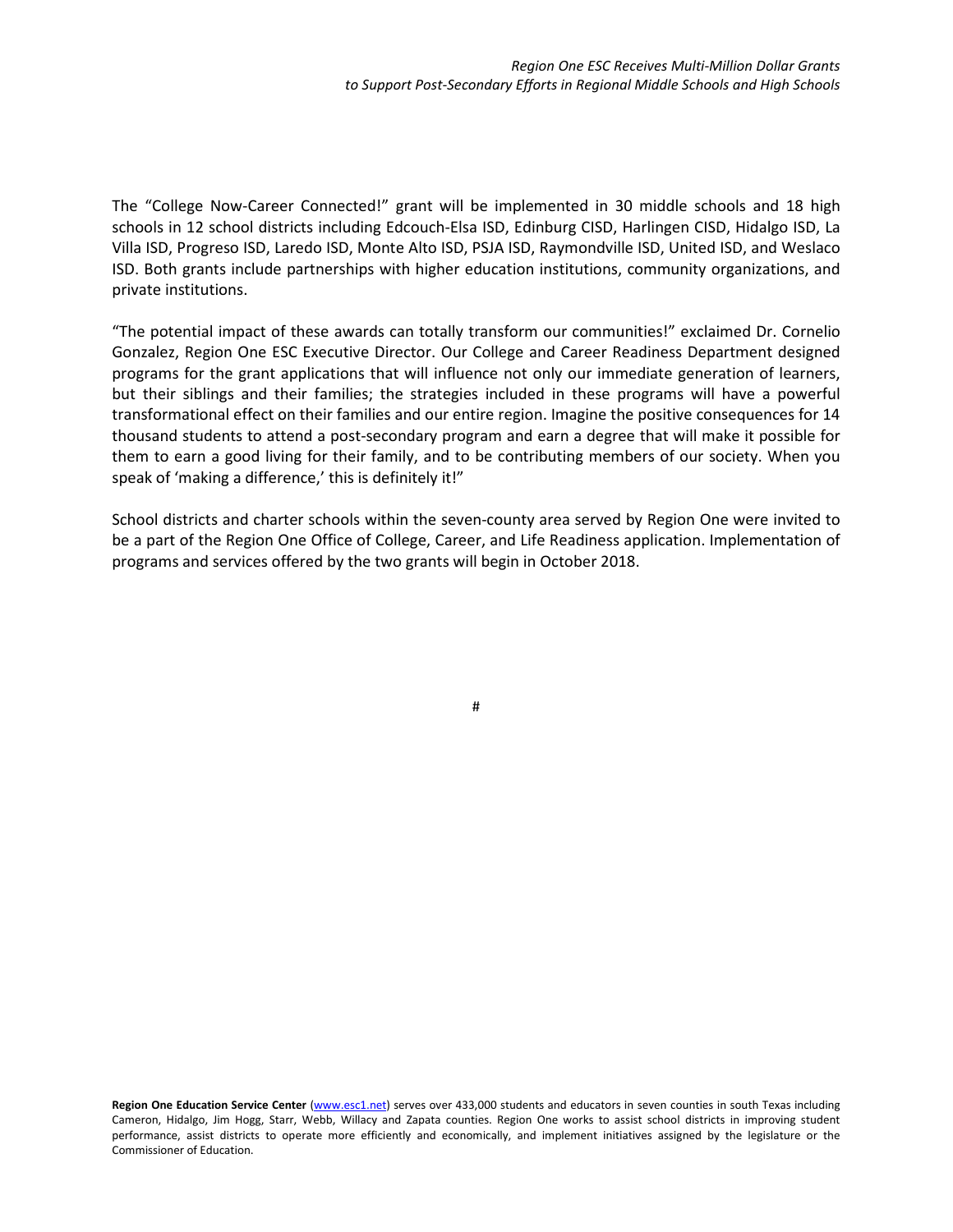The "College Now-Career Connected!" grant will be implemented in 30 middle schools and 18 high schools in 12 school districts including Edcouch-Elsa ISD, Edinburg CISD, Harlingen CISD, Hidalgo ISD, La Villa ISD, Progreso ISD, Laredo ISD, Monte Alto ISD, PSJA ISD, Raymondville ISD, United ISD, and Weslaco ISD. Both grants include partnerships with higher education institutions, community organizations, and private institutions.

"The potential impact of these awards can totally transform our communities!" exclaimed Dr. Cornelio Gonzalez, Region One ESC Executive Director. Our College and Career Readiness Department designed programs for the grant applications that will influence not only our immediate generation of learners, but their siblings and their families; the strategies included in these programs will have a powerful transformational effect on their families and our entire region. Imagine the positive consequences for 14 thousand students to attend a post-secondary program and earn a degree that will make it possible for them to earn a good living for their family, and to be contributing members of our society. When you speak of 'making a difference,' this is definitely it!"

School districts and charter schools within the seven-county area served by Region One were invited to be a part of the Region One Office of College, Career, and Life Readiness application. Implementation of programs and services offered by the two grants will begin in October 2018.

#

**Region One Education Service Center** (www.esc1.net) serves over 433,000 students and educators in seven counties in south Texas including Cameron, Hidalgo, Jim Hogg, Starr, Webb, Willacy and Zapata counties. Region One works to assist school districts in improving student performance, assist districts to operate more efficiently and economically, and implement initiatives assigned by the legislature or the Commissioner of Education.